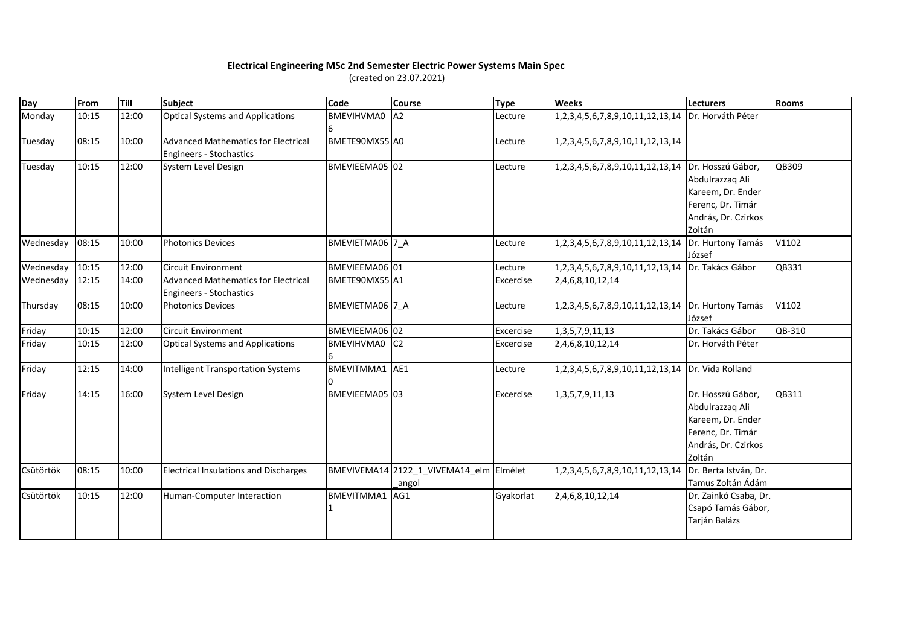**Electrical Engineering MSc 2nd Semester Electric Power Systems Main Spec**

(created on 23.07.2021)

| Day | From | Till | Subject | Code | Course | Type | Weeks | Lecturers | Rooms |
|---|---|---|---|---|---|---|---|---|---|
| Monday | 10:15 | 12:00 | Optical Systems and Applications | BMEVIHVMA06 | A2 | Lecture | 1,2,3,4,5,6,7,8,9,10,11,12,13,14 | Dr. Horváth Péter | |
| Tuesday | 08:15 | 10:00 | Advanced Mathematics for Electrical Engineers - Stochastics | BMETE90MX55 | A0 | Lecture | 1,2,3,4,5,6,7,8,9,10,11,12,13,14 | | |
| Tuesday | 10:15 | 12:00 | System Level Design | BMEVIEEMA05 | 02 | Lecture | 1,2,3,4,5,6,7,8,9,10,11,12,13,14 | Dr. Hosszú Gábor, Abdulrazzaq Ali Kareem, Dr. Ender Ferenc, Dr. Timár András, Dr. Czirkos Zoltán | QB309 |
| Wednesday | 08:15 | 10:00 | Photonics Devices | BMEVIETMA06 | 7_A | Lecture | 1,2,3,4,5,6,7,8,9,10,11,12,13,14 | Dr. Hurtony Tamás József | V1102 |
| Wednesday | 10:15 | 12:00 | Circuit Environment | BMEVIEEMA06 | 01 | Lecture | 1,2,3,4,5,6,7,8,9,10,11,12,13,14 | Dr. Takács Gábor | QB331 |
| Wednesday | 12:15 | 14:00 | Advanced Mathematics for Electrical Engineers - Stochastics | BMETE90MX55 | A1 | Excercise | 2,4,6,8,10,12,14 | | |
| Thursday | 08:15 | 10:00 | Photonics Devices | BMEVIETMA06 | 7_A | Lecture | 1,2,3,4,5,6,7,8,9,10,11,12,13,14 | Dr. Hurtony Tamás József | V1102 |
| Friday | 10:15 | 12:00 | Circuit Environment | BMEVIEEMA06 | 02 | Excercise | 1,3,5,7,9,11,13 | Dr. Takács Gábor | QB-310 |
| Friday | 10:15 | 12:00 | Optical Systems and Applications | BMEVIHVMA06 | C2 | Excercise | 2,4,6,8,10,12,14 | Dr. Horváth Péter | |
| Friday | 12:15 | 14:00 | Intelligent Transportation Systems | BMEVITMMA10 | AE1 | Lecture | 1,2,3,4,5,6,7,8,9,10,11,12,13,14 | Dr. Vida Rolland | |
| Friday | 14:15 | 16:00 | System Level Design | BMEVIEEMA05 | 03 | Excercise | 1,3,5,7,9,11,13 | Dr. Hosszú Gábor, Abdulrazzaq Ali Kareem, Dr. Ender Ferenc, Dr. Timár András, Dr. Czirkos Zoltán | QB311 |
| Csütörtök | 08:15 | 10:00 | Electrical Insulations and Discharges | BMEVIVEMA14 | 2122_1_VIVEMA14_elm_angol | Elmélet | 1,2,3,4,5,6,7,8,9,10,11,12,13,14 | Dr. Berta István, Dr. Tamus Zoltán Ádám | |
| Csütörtök | 10:15 | 12:00 | Human-Computer Interaction | BMEVITMMA11 | AG1 | Gyakorlat | 2,4,6,8,10,12,14 | Dr. Zainkó Csaba, Dr. Csapó Tamás Gábor, Tarján Balázs | |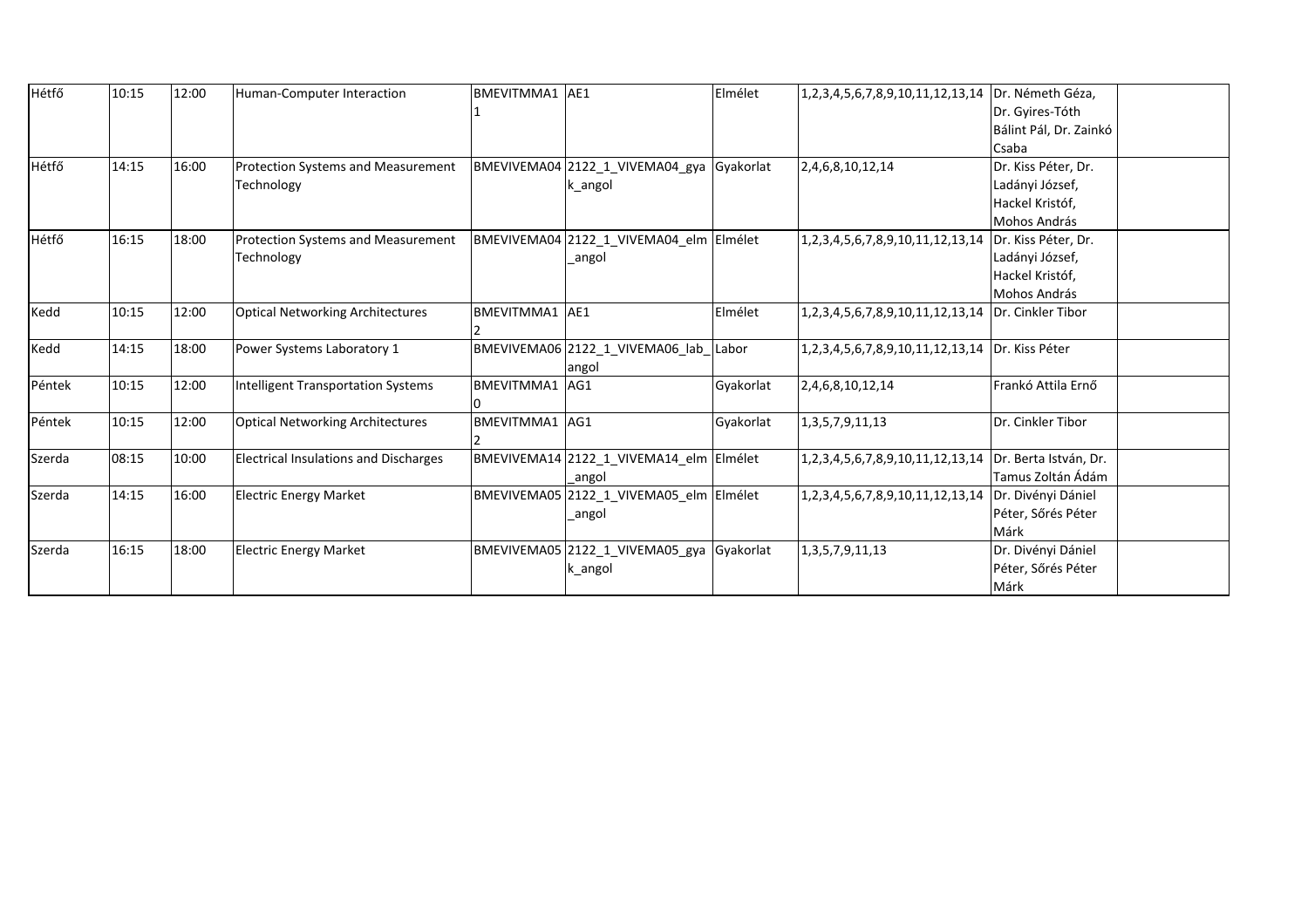| | | | | | | | | | |
|---|---|---|---|---|---|---|---|---|---|
| Hétfő | 10:15 | 12:00 | Human-Computer Interaction | BMEVITMMA11 | AE1 | Elmélet | 1,2,3,4,5,6,7,8,9,10,11,12,13,14 | Dr. Németh Géza, Dr. Gyires-Tóth Bálint Pál, Dr. Zainkó Csaba | |
| Hétfő | 14:15 | 16:00 | Protection Systems and Measurement Technology | BMEVIVEMA04 | 2122_1_VIVEMA04_gyak_angol | Gyakorlat | 2,4,6,8,10,12,14 | Dr. Kiss Péter, Dr. Ladányi József, Hackel Kristóf, Mohos András | |
| Hétfő | 16:15 | 18:00 | Protection Systems and Measurement Technology | BMEVIVEMA04 | 2122_1_VIVEMA04_elm_angol | Elmélet | 1,2,3,4,5,6,7,8,9,10,11,12,13,14 | Dr. Kiss Péter, Dr. Ladányi József, Hackel Kristóf, Mohos András | |
| Kedd | 10:15 | 12:00 | Optical Networking Architectures | BMEVITMMA12 | AE1 | Elmélet | 1,2,3,4,5,6,7,8,9,10,11,12,13,14 | Dr. Cinkler Tibor | |
| Kedd | 14:15 | 18:00 | Power Systems Laboratory 1 | BMEVIVEMA06 | 2122_1_VIVEMA06_lab_angol | Labor | 1,2,3,4,5,6,7,8,9,10,11,12,13,14 | Dr. Kiss Péter | |
| Péntek | 10:15 | 12:00 | Intelligent Transportation Systems | BMEVITMMA10 | AG1 | Gyakorlat | 2,4,6,8,10,12,14 | Frankó Attila Ernő | |
| Péntek | 10:15 | 12:00 | Optical Networking Architectures | BMEVITMMA12 | AG1 | Gyakorlat | 1,3,5,7,9,11,13 | Dr. Cinkler Tibor | |
| Szerda | 08:15 | 10:00 | Electrical Insulations and Discharges | BMEVIVEMA14 | 2122_1_VIVEMA14_elm_angol | Elmélet | 1,2,3,4,5,6,7,8,9,10,11,12,13,14 | Dr. Berta István, Dr. Tamus Zoltán Ádám | |
| Szerda | 14:15 | 16:00 | Electric Energy Market | BMEVIVEMA05 | 2122_1_VIVEMA05_elm_angol | Elmélet | 1,2,3,4,5,6,7,8,9,10,11,12,13,14 | Dr. Divényi Dániel Péter, Sőrés Péter Márk | |
| Szerda | 16:15 | 18:00 | Electric Energy Market | BMEVIVEMA05 | 2122_1_VIVEMA05_gyak_angol | Gyakorlat | 1,3,5,7,9,11,13 | Dr. Divényi Dániel Péter, Sőrés Péter Márk | |